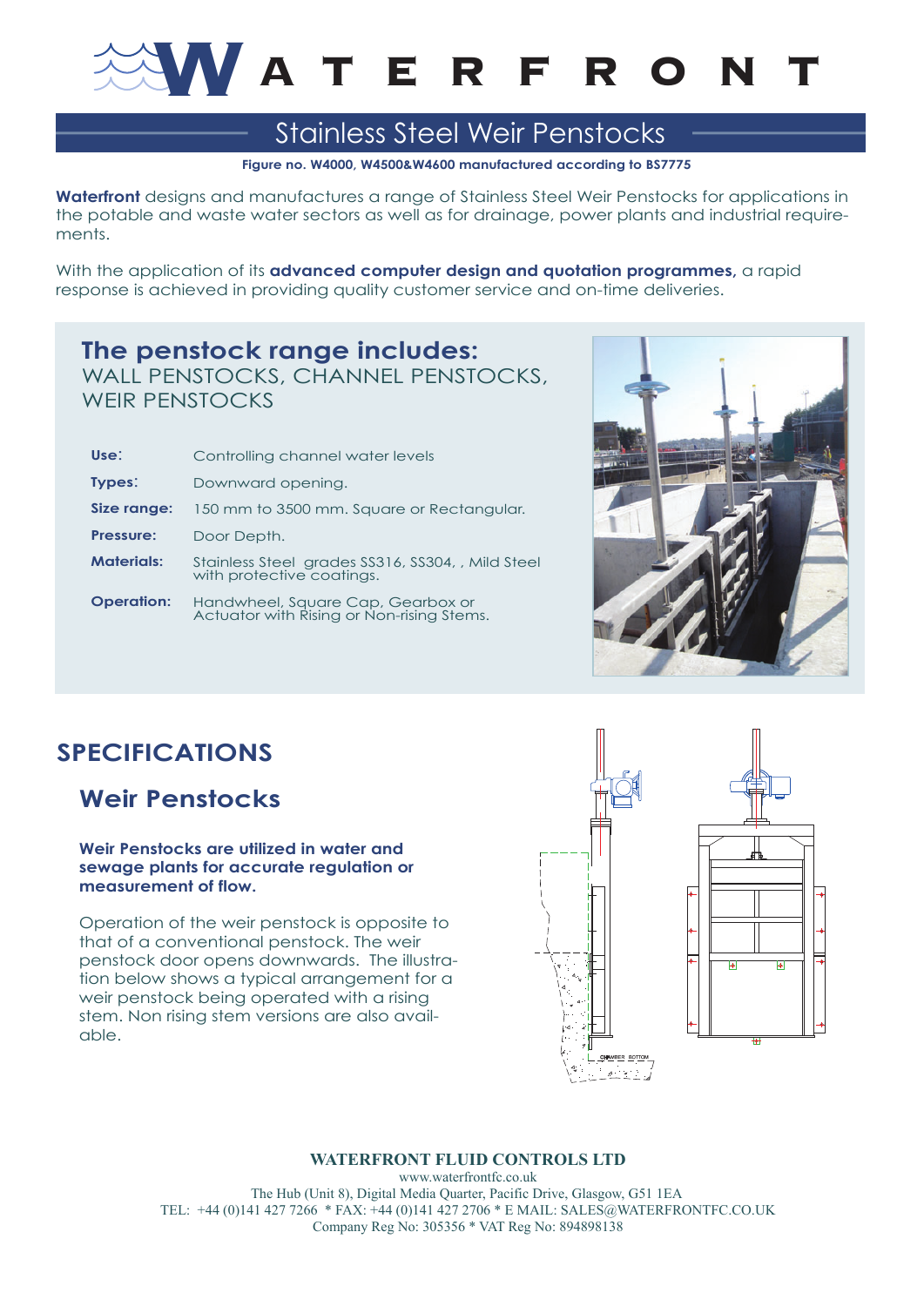# WATERFRONT

## Stainless Steel Weir Penstocks

**Figure no. W4000, W4500&W4600 manufactured according to BS7775**

**Waterfront** designs and manufactures a range of Stainless Steel Weir Penstocks for applications in the potable and waste water sectors as well as for drainage, power plants and industrial requirements.

With the application of its **advanced computer design and quotation programmes,** a rapid response is achieved in providing quality customer service and on-time deliveries.

### The penstock range includes:

WALL PENSTOCKS, CHANNEL PENSTOCKS, WEIR PENSTOCKS

| | |
|---|---|
| **Use:** | Controlling channel water levels |
| **Types:** | Downward opening. |
| **Size range:** | 150 mm to 3500 mm. Square or Rectangular. |
| **Pressure:** | Door Depth. |
| **Materials:** | Stainless Steel grades SS316, SS304, , Mild Steel with protective coatings. |
| **Operation:** | Handwheel, Square Cap, Gearbox or Actuator with Rising or Non-rising Stems. |

## SPECIFICATIONS

### Weir Penstocks

**Weir Penstocks are utilized in water and sewage plants for accurate regulation or measurement of flow.**

Operation of the weir penstock is opposite to that of a conventional penstock. The weir penstock door opens downwards. The illustration below shows a typical arrangement for a weir penstock being operated with a rising stem. Non rising stem versions are also available.

**WATERFRONT FLUID CONTROLS LTD**
www.waterfrontfc.co.uk
The Hub (Unit 8), Digital Media Quarter, Pacific Drive, Glasgow, G51 1EA
TEL: +44 (0)141 427 7266 * FAX: +44 (0)141 427 2706 * E MAIL: SALES@WATERFRONTFC.CO.UK
Company Reg No: 305356 * VAT Reg No: 894898138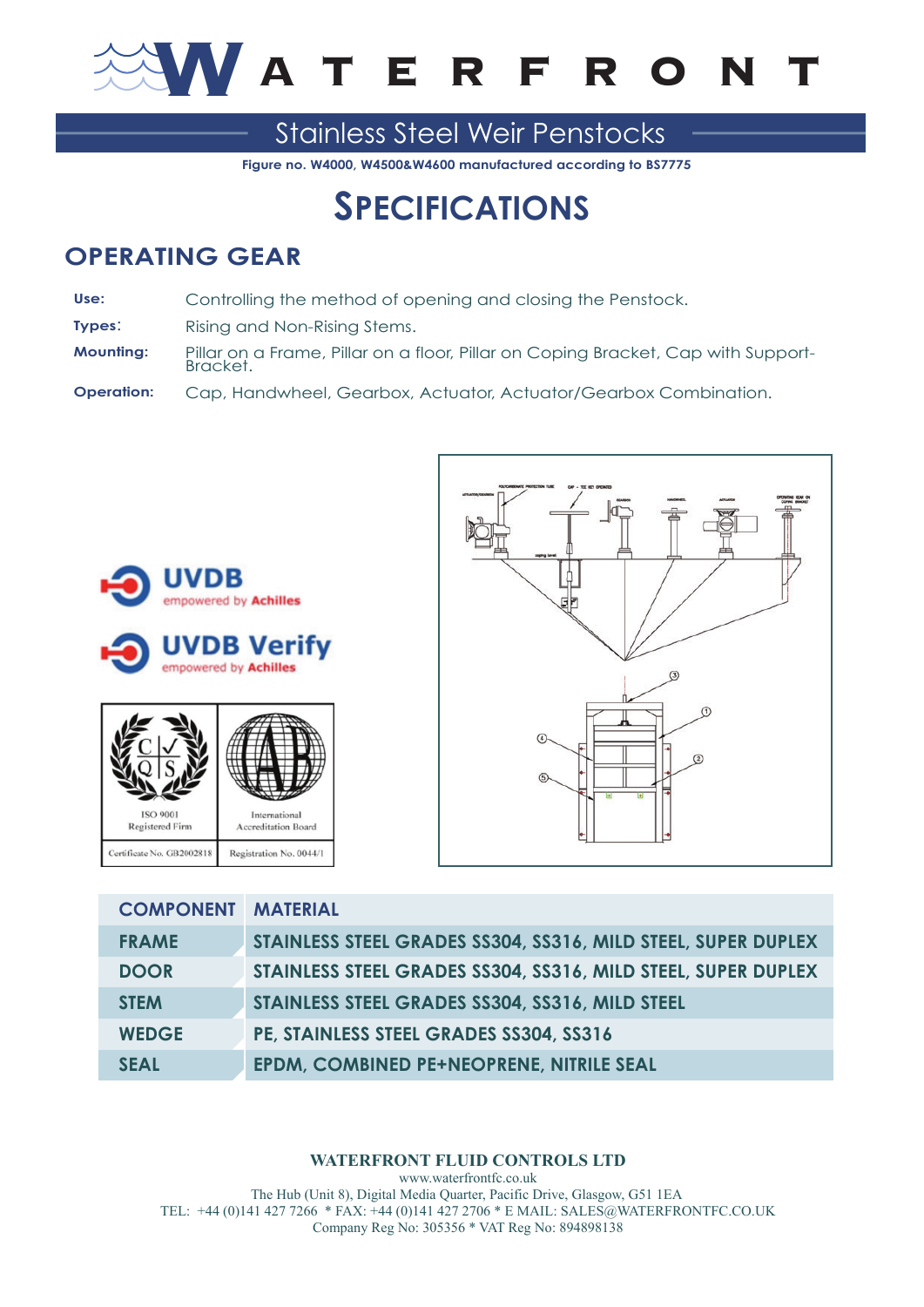# WATERFRONT

## Stainless Steel Weir Penstocks

**Figure no. W4000, W4500&W4600 manufactured according to BS7775**

# SPECIFICATIONS

## OPERATING GEAR

**Use:** Controlling the method of opening and closing the Penstock.

**Types:** Rising and Non-Rising Stems.

**Mounting:** Pillar on a Frame, Pillar on a floor, Pillar on Coping Bracket, Cap with Support-Bracket.

**Operation:** Cap, Handwheel, Gearbox, Actuator, Actuator/Gearbox Combination.

UVDB empowered by Achilles

UVDB Verify empowered by Achilles

ISO 9001 Registered Firm — Certificate No. GB2002818

International Accreditation Board — Registration No. 0044/1

| COMPONENT | MATERIAL |
|---|---|
| FRAME | STAINLESS STEEL GRADES SS304, SS316, MILD STEEL, SUPER DUPLEX |
| DOOR | STAINLESS STEEL GRADES SS304, SS316, MILD STEEL, SUPER DUPLEX |
| STEM | STAINLESS STEEL GRADES SS304, SS316, MILD STEEL |
| WEDGE | PE, STAINLESS STEEL GRADES SS304, SS316 |
| SEAL | EPDM, COMBINED PE+NEOPRENE, NITRILE SEAL |

**WATERFRONT FLUID CONTROLS LTD**
www.waterfrontfc.co.uk
The Hub (Unit 8), Digital Media Quarter, Pacific Drive, Glasgow, G51 1EA
TEL: +44 (0)141 427 7266 * FAX: +44 (0)141 427 2706 * E MAIL: SALES@WATERFRONTFC.CO.UK
Company Reg No: 305356 * VAT Reg No: 894898138